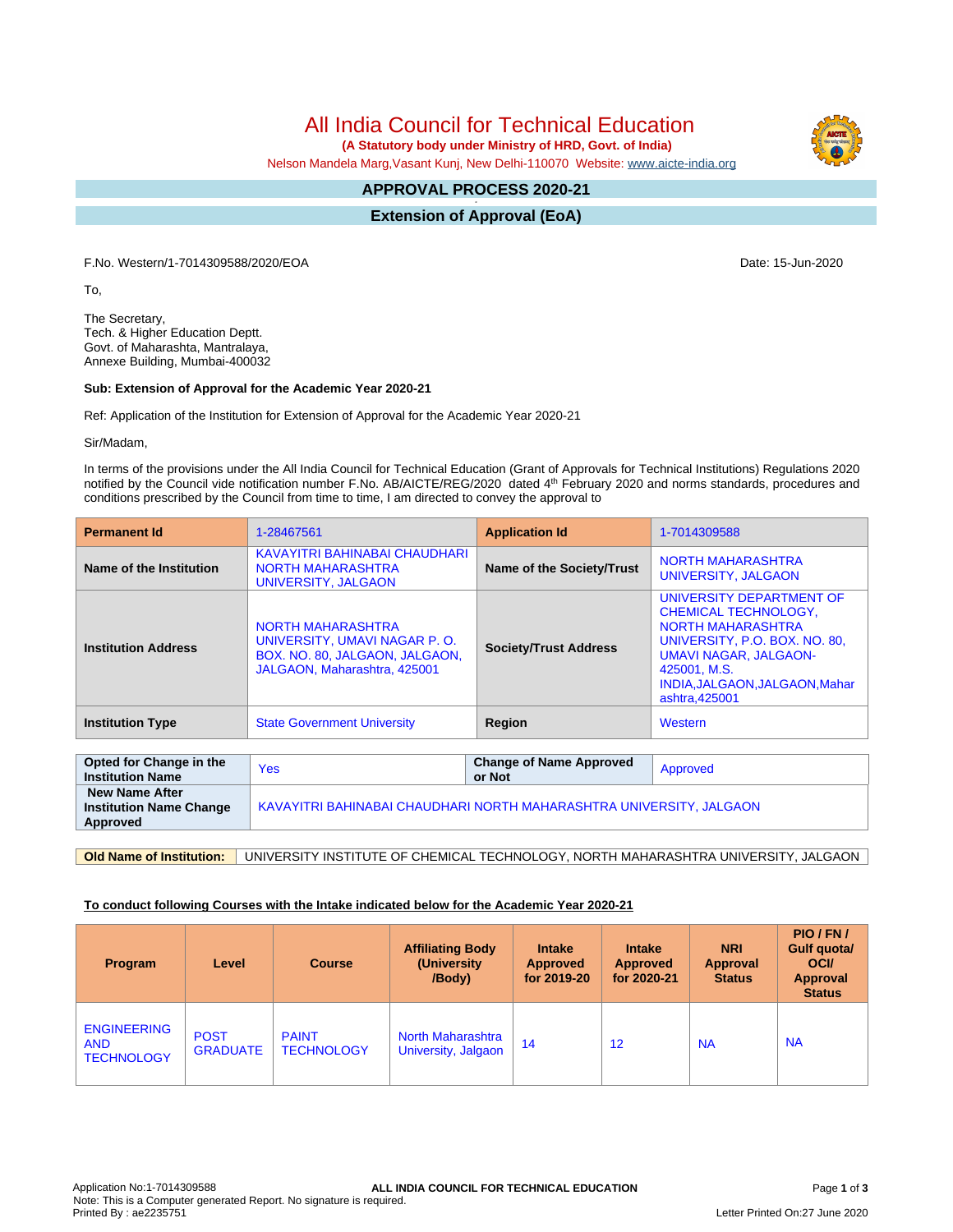# All India Council for Technical Education

**(A Statutory body under Ministry of HRD, Govt. of India)**

Nelson Mandela Marg,Vasant Kunj, New Delhi-110070 Website: www.aicte-india.org

## APPROVAL PROCESS 2020-21

## Extension of Approval (EoA)

F.No. Western/1-7014309588/2020/EOA

Date: 15-Jun-2020

To,

The Secretary,
Tech. & Higher Education Deptt.
Govt. of Maharashta, Mantralaya,
Annexe Building, Mumbai-400032

**Sub: Extension of Approval for the Academic Year 2020-21**

Ref: Application of the Institution for Extension of Approval for the Academic Year 2020-21

Sir/Madam,

In terms of the provisions under the All India Council for Technical Education (Grant of Approvals for Technical Institutions) Regulations 2020 notified by the Council vide notification number F.No. AB/AICTE/REG/2020 dated 4th February 2020 and norms standards, procedures and conditions prescribed by the Council from time to time, I am directed to convey the approval to

| **Permanent Id** | 1-28467561 | **Application Id** | 1-7014309588 |
|---|---|---|---|
| **Name of the Institution** | KAVAYITRI BAHINABAI CHAUDHARI NORTH MAHARASHTRA UNIVERSITY, JALGAON | **Name of the Society/Trust** | NORTH MAHARASHTRA UNIVERSITY, JALGAON |
| **Institution Address** | NORTH MAHARASHTRA UNIVERSITY, UMAVI NAGAR P. O. BOX. NO. 80, JALGAON, JALGAON, JALGAON, Maharashtra, 425001 | **Society/Trust Address** | UNIVERSITY DEPARTMENT OF CHEMICAL TECHNOLOGY, NORTH MAHARASHTRA UNIVERSITY, P.O. BOX. NO. 80, UMAVI NAGAR, JALGAON-425001, M.S. INDIA,JALGAON,JALGAON,Maharashtra,425001 |
| **Institution Type** | State Government University | **Region** | Western |

| **Opted for Change in the Institution Name** | Yes | **Change of Name Approved or Not** | Approved |
|---|---|---|---|
| **New Name After Institution Name Change Approved** | KAVAYITRI BAHINABAI CHAUDHARI NORTH MAHARASHTRA UNIVERSITY, JALGAON | | |

| **Old Name of Institution:** | UNIVERSITY INSTITUTE OF CHEMICAL TECHNOLOGY, NORTH MAHARASHTRA UNIVERSITY, JALGAON |
|---|---|

**To conduct following Courses with the Intake indicated below for the Academic Year 2020-21**

| Program | Level | Course | Affiliating Body (University /Body) | Intake Approved for 2019-20 | Intake Approved for 2020-21 | NRI Approval Status | PIO / FN / Gulf quota/ OCI/ Approval Status |
|---|---|---|---|---|---|---|---|
| ENGINEERING AND TECHNOLOGY | POST GRADUATE | PAINT TECHNOLOGY | North Maharashtra University, Jalgaon | 14 | 12 | NA | NA |

Application No:1-7014309588
Note: This is a Computer generated Report. No signature is required.
Printed By : ae2235751
Letter Printed On:27 June 2020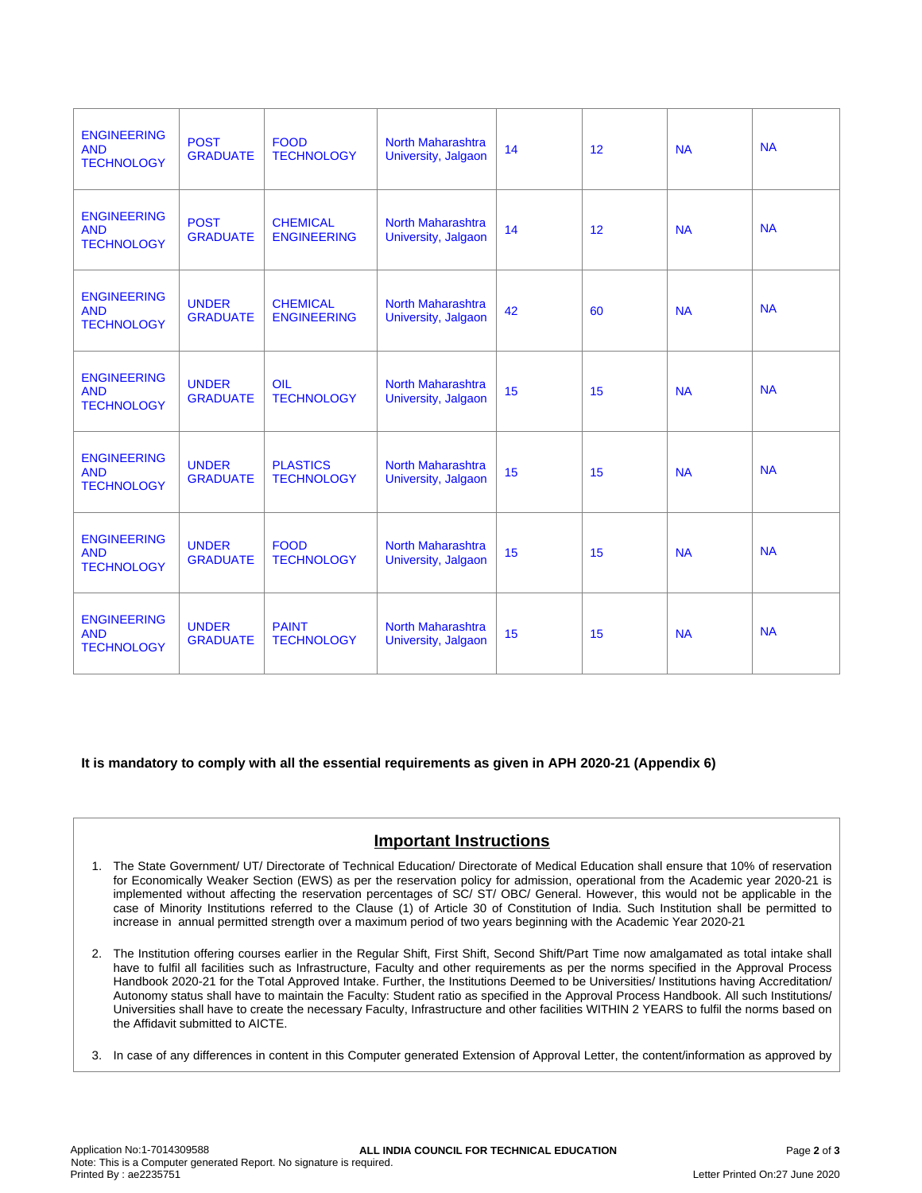| ENGINEERING AND TECHNOLOGY | POST GRADUATE | FOOD TECHNOLOGY | North Maharashtra University, Jalgaon | 14 | 12 | NA | NA |
|---|---|---|---|---|---|---|---|
| ENGINEERING AND TECHNOLOGY | POST GRADUATE | CHEMICAL ENGINEERING | North Maharashtra University, Jalgaon | 14 | 12 | NA | NA |
| ENGINEERING AND TECHNOLOGY | UNDER GRADUATE | CHEMICAL ENGINEERING | North Maharashtra University, Jalgaon | 42 | 60 | NA | NA |
| ENGINEERING AND TECHNOLOGY | UNDER GRADUATE | OIL TECHNOLOGY | North Maharashtra University, Jalgaon | 15 | 15 | NA | NA |
| ENGINEERING AND TECHNOLOGY | UNDER GRADUATE | PLASTICS TECHNOLOGY | North Maharashtra University, Jalgaon | 15 | 15 | NA | NA |
| ENGINEERING AND TECHNOLOGY | UNDER GRADUATE | FOOD TECHNOLOGY | North Maharashtra University, Jalgaon | 15 | 15 | NA | NA |
| ENGINEERING AND TECHNOLOGY | UNDER GRADUATE | PAINT TECHNOLOGY | North Maharashtra University, Jalgaon | 15 | 15 | NA | NA |

**It is mandatory to comply with all the essential requirements as given in APH 2020-21 (Appendix 6)**

## Important Instructions

1. The State Government/ UT/ Directorate of Technical Education/ Directorate of Medical Education shall ensure that 10% of reservation for Economically Weaker Section (EWS) as per the reservation policy for admission, operational from the Academic year 2020-21 is implemented without affecting the reservation percentages of SC/ ST/ OBC/ General. However, this would not be applicable in the case of Minority Institutions referred to the Clause (1) of Article 30 of Constitution of India. Such Institution shall be permitted to increase in annual permitted strength over a maximum period of two years beginning with the Academic Year 2020-21

2. The Institution offering courses earlier in the Regular Shift, First Shift, Second Shift/Part Time now amalgamated as total intake shall have to fulfil all facilities such as Infrastructure, Faculty and other requirements as per the norms specified in the Approval Process Handbook 2020-21 for the Total Approved Intake. Further, the Institutions Deemed to be Universities/ Institutions having Accreditation/ Autonomy status shall have to maintain the Faculty: Student ratio as specified in the Approval Process Handbook. All such Institutions/ Universities shall have to create the necessary Faculty, Infrastructure and other facilities WITHIN 2 YEARS to fulfil the norms based on the Affidavit submitted to AICTE.

3. In case of any differences in content in this Computer generated Extension of Approval Letter, the content/information as approved by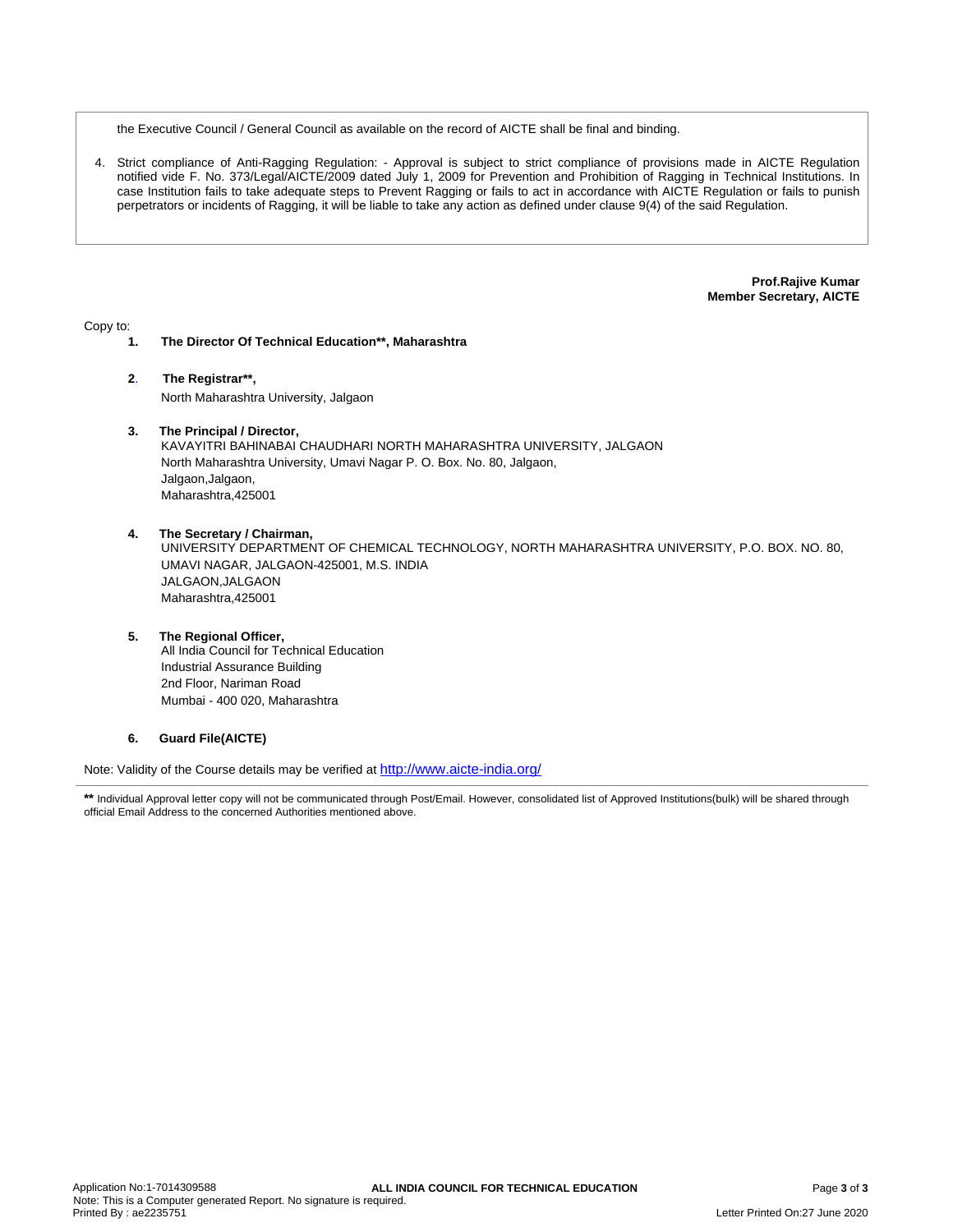the Executive Council / General Council as available on the record of AICTE shall be final and binding.

4. Strict compliance of Anti-Ragging Regulation: - Approval is subject to strict compliance of provisions made in AICTE Regulation notified vide F. No. 373/Legal/AICTE/2009 dated July 1, 2009 for Prevention and Prohibition of Ragging in Technical Institutions. In case Institution fails to take adequate steps to Prevent Ragging or fails to act in accordance with AICTE Regulation or fails to punish perpetrators or incidents of Ragging, it will be liable to take any action as defined under clause 9(4) of the said Regulation.

**Prof.Rajive Kumar**
**Member Secretary, AICTE**

Copy to:

1. **The Director Of Technical Education\*\*, Maharashtra**

2. **The Registrar\*\*,**
   North Maharashtra University, Jalgaon

3. **The Principal / Director,**
   KAVAYITRI BAHINABAI CHAUDHARI NORTH MAHARASHTRA UNIVERSITY, JALGAON
   North Maharashtra University, Umavi Nagar P. O. Box. No. 80, Jalgaon,
   Jalgaon,Jalgaon,
   Maharashtra,425001

4. **The Secretary / Chairman,**
   UNIVERSITY DEPARTMENT OF CHEMICAL TECHNOLOGY, NORTH MAHARASHTRA UNIVERSITY, P.O. BOX. NO. 80, UMAVI NAGAR, JALGAON-425001, M.S. INDIA
   JALGAON,JALGAON
   Maharashtra,425001

5. **The Regional Officer,**
   All India Council for Technical Education
   Industrial Assurance Building
   2nd Floor, Nariman Road
   Mumbai - 400 020, Maharashtra

6. **Guard File(AICTE)**

Note: Validity of the Course details may be verified at http://www.aicte-india.org/

**\*\*** Individual Approval letter copy will not be communicated through Post/Email. However, consolidated list of Approved Institutions(bulk) will be shared through official Email Address to the concerned Authorities mentioned above.

Application No:1-7014309588
Note: This is a Computer generated Report. No signature is required.
Printed By : ae2235751

Letter Printed On:27 June 2020